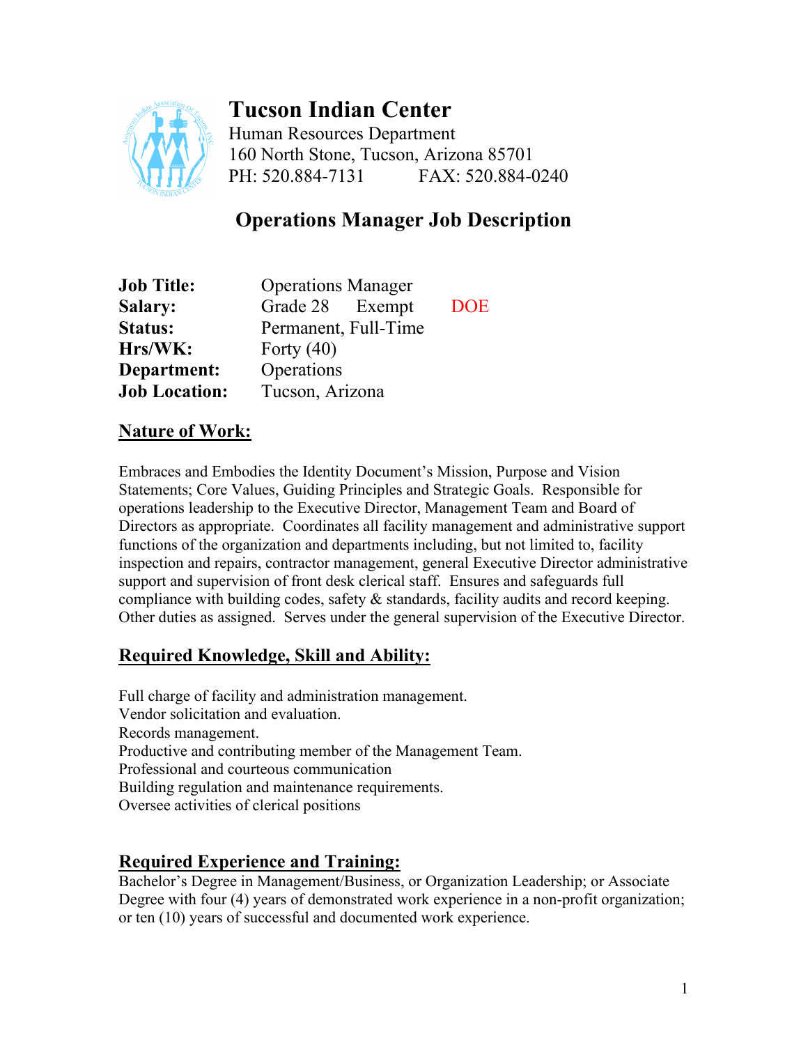# Tucson Indian Center

Human Resources Department
160 North Stone, Tucson, Arizona 85701
PH: 520.884-7131 FAX: 520.884-0240

## Operations Manager Job Description

| | |
|---|---|
| **Job Title:** | Operations Manager |
| **Salary:** | Grade 28 Exempt DOE |
| **Status:** | Permanent, Full-Time |
| **Hrs/WK:** | Forty (40) |
| **Department:** | Operations |
| **Job Location:** | Tucson, Arizona |

### Nature of Work:

Embraces and Embodies the Identity Document's Mission, Purpose and Vision Statements; Core Values, Guiding Principles and Strategic Goals. Responsible for operations leadership to the Executive Director, Management Team and Board of Directors as appropriate. Coordinates all facility management and administrative support functions of the organization and departments including, but not limited to, facility inspection and repairs, contractor management, general Executive Director administrative support and supervision of front desk clerical staff. Ensures and safeguards full compliance with building codes, safety & standards, facility audits and record keeping. Other duties as assigned. Serves under the general supervision of the Executive Director.

### Required Knowledge, Skill and Ability:

Full charge of facility and administration management.
Vendor solicitation and evaluation.
Records management.
Productive and contributing member of the Management Team.
Professional and courteous communication
Building regulation and maintenance requirements.
Oversee activities of clerical positions

### Required Experience and Training:

Bachelor's Degree in Management/Business, or Organization Leadership; or Associate Degree with four (4) years of demonstrated work experience in a non-profit organization; or ten (10) years of successful and documented work experience.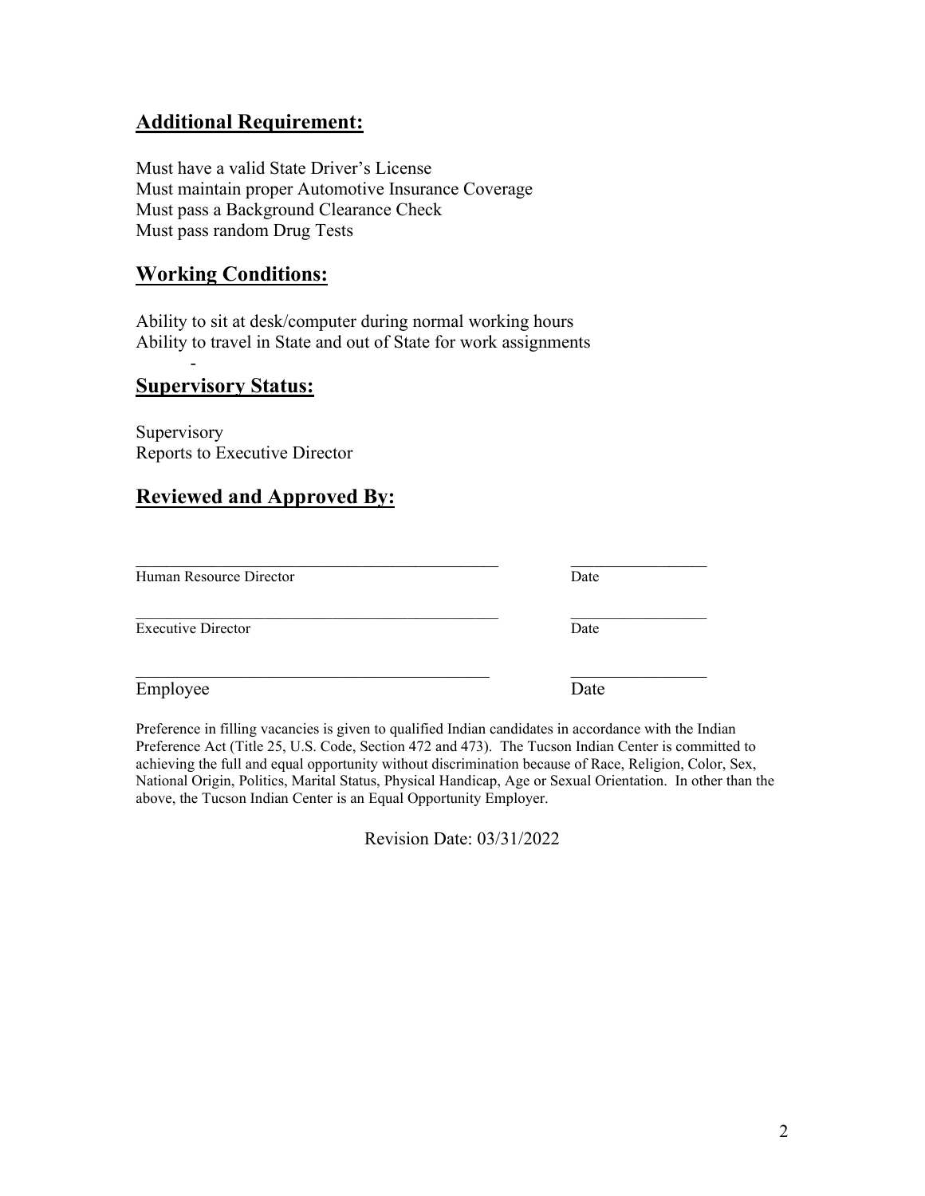## Additional Requirement:

Must have a valid State Driver's License
Must maintain proper Automotive Insurance Coverage
Must pass a Background Clearance Check
Must pass random Drug Tests

## Working Conditions:

Ability to sit at desk/computer during normal working hours
Ability to travel in State and out of State for work assignments

-

## Supervisory Status:

Supervisory
Reports to Executive Director

## Reviewed and Approved By:

_____________________________________________ _________________
Human Resource Director Date

_____________________________________________ _________________
Executive Director Date

_____________________________________________ _________________
Employee Date

Preference in filling vacancies is given to qualified Indian candidates in accordance with the Indian Preference Act (Title 25, U.S. Code, Section 472 and 473). The Tucson Indian Center is committed to achieving the full and equal opportunity without discrimination because of Race, Religion, Color, Sex, National Origin, Politics, Marital Status, Physical Handicap, Age or Sexual Orientation. In other than the above, the Tucson Indian Center is an Equal Opportunity Employer.

Revision Date: 03/31/2022